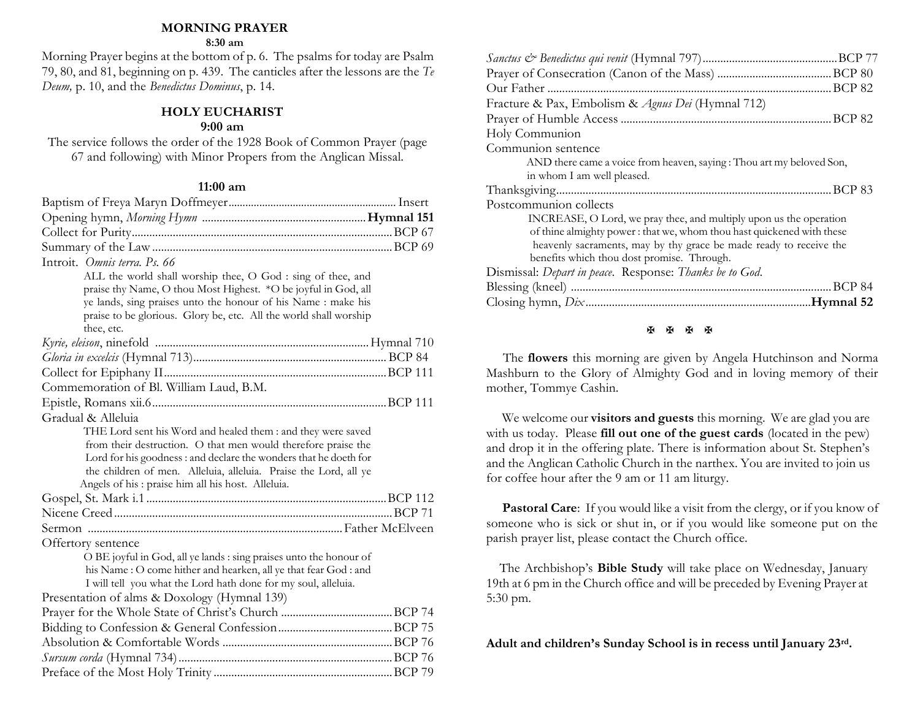## MORNING PRAYER

**8:30 am**

Morning Prayer begins at the bottom of p. 6. The psalms for today are Psalm 79, 80, and 81, beginning on p. 439. The canticles after the lessons are the *Te Deum,* p. 10, and the *Benedictus Dominus*, p. 14.

## HOLY EUCHARIST

**9:00 am**

The service follows the order of the 1928 Book of Common Prayer (page 67 and following) with Minor Propers from the Anglican Missal.

**11:00 am**

Baptism of Freya Maryn Doffmeyer .......... Insert

Opening hymn, *Morning Hymn* .......... **Hymnal 151**

Collect for Purity .......... BCP 67

Summary of the Law .......... BCP 69

Introit. *Omnis terra. Ps. 66*

> ALL the world shall worship thee, O God : sing of thee, and praise thy Name, O thou Most Highest. *O be joyful in God, all ye lands, sing praises unto the honour of his Name : make his praise to be glorious. Glory be, etc. All the world shall worship thee, etc.

*Kyrie, eleison*, ninefold .......... Hymnal 710

*Gloria in excelsis* (Hymnal 713) .......... BCP 84

Collect for Epiphany II .......... BCP 111

Commemoration of Bl. William Laud, B.M.

Epistle, Romans xii.6 .......... BCP 111

Gradual & Alleluia

> THE Lord sent his Word and healed them : and they were saved from their destruction. O that men would therefore praise the Lord for his goodness : and declare the wonders that he doeth for the children of men. Alleluia, alleluia. Praise the Lord, all ye Angels of his : praise him all his host. Alleluia.

Gospel, St. Mark i.1 .......... BCP 112

Nicene Creed .......... BCP 71

Sermon .......... Father McElveen

Offertory sentence

> O BE joyful in God, all ye lands : sing praises unto the honour of his Name : O come hither and hearken, all ye that fear God : and I will tell you what the Lord hath done for my soul, alleluia.

Presentation of alms & Doxology (Hymnal 139)

Prayer for the Whole State of Christ's Church .......... BCP 74

Bidding to Confession & General Confession .......... BCP 75

Absolution & Comfortable Words .......... BCP 76

*Sursum corda* (Hymnal 734) .......... BCP 76

Preface of the Most Holy Trinity .......... BCP 79

*Sanctus & Benedictus qui venit* (Hymnal 797) .......... BCP 77

Prayer of Consecration (Canon of the Mass) .......... BCP 80

Our Father .......... BCP 82

Fracture & Pax, Embolism & *Agnus Dei* (Hymnal 712)

Prayer of Humble Access .......... BCP 82

Holy Communion

Communion sentence

> AND there came a voice from heaven, saying : Thou art my beloved Son, in whom I am well pleased.

Thanksgiving .......... BCP 83

Postcommunion collects

> INCREASE, O Lord, we pray thee, and multiply upon us the operation of thine almighty power : that we, whom thou hast quickened with these heavenly sacraments, may by thy grace be made ready to receive the benefits which thou dost promise. Through.

Dismissal: *Depart in peace*. Response: *Thanks be to God*.

Blessing (kneel) .......... BCP 84

Closing hymn, *Dix* .......... **Hymnal 52**

✠ ✠ ✠ ✠

The **flowers** this morning are given by Angela Hutchinson and Norma Mashburn to the Glory of Almighty God and in loving memory of their mother, Tommye Cashin.

We welcome our **visitors and guests** this morning. We are glad you are with us today. Please **fill out one of the guest cards** (located in the pew) and drop it in the offering plate. There is information about St. Stephen's and the Anglican Catholic Church in the narthex. You are invited to join us for coffee hour after the 9 am or 11 am liturgy.

**Pastoral Care**: If you would like a visit from the clergy, or if you know of someone who is sick or shut in, or if you would like someone put on the parish prayer list, please contact the Church office.

The Archbishop's **Bible Study** will take place on Wednesday, January 19th at 6 pm in the Church office and will be preceded by Evening Prayer at 5:30 pm.

**Adult and children's Sunday School is in recess until January 23rd.**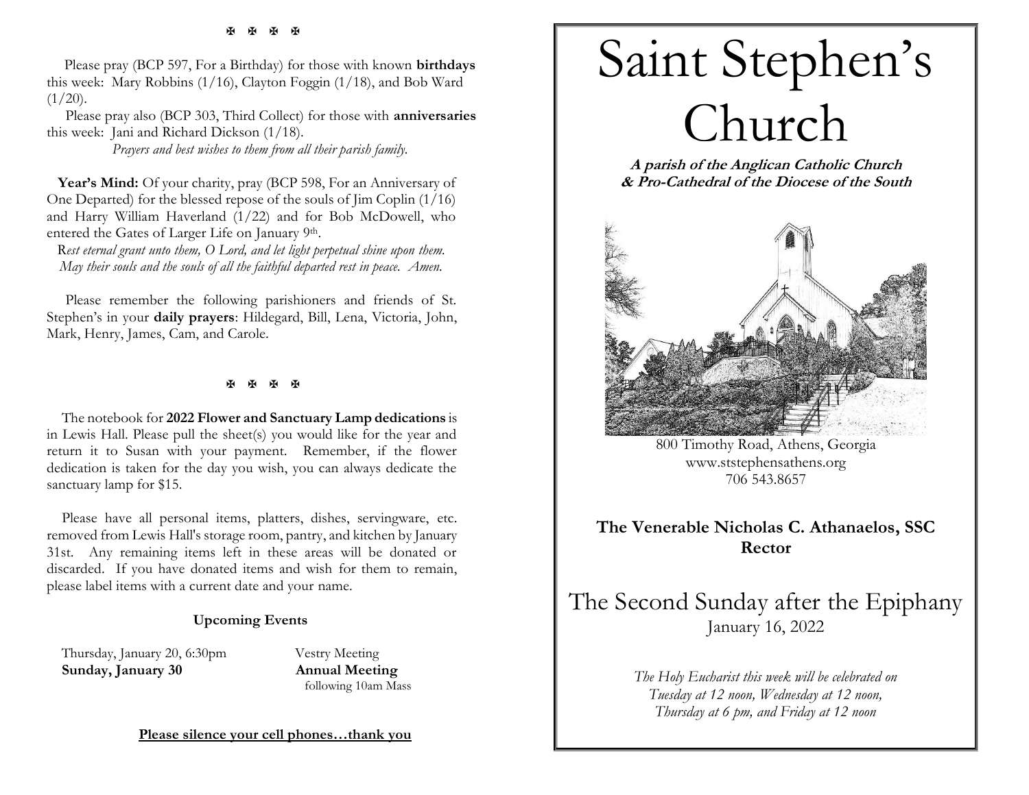✠ ✠ ✠ ✠

Please pray (BCP 597, For a Birthday) for those with known **birthdays** this week: Mary Robbins (1/16), Clayton Foggin (1/18), and Bob Ward (1/20).

Please pray also (BCP 303, Third Collect) for those with **anniversaries** this week: Jani and Richard Dickson (1/18).

*Prayers and best wishes to them from all their parish family.*

**Year's Mind:** Of your charity, pray (BCP 598, For an Anniversary of One Departed) for the blessed repose of the souls of Jim Coplin (1/16) and Harry William Haverland (1/22) and for Bob McDowell, who entered the Gates of Larger Life on January 9th.

*Rest eternal grant unto them, O Lord, and let light perpetual shine upon them. May their souls and the souls of all the faithful departed rest in peace. Amen.*

Please remember the following parishioners and friends of St. Stephen's in your **daily prayers**: Hildegard, Bill, Lena, Victoria, John, Mark, Henry, James, Cam, and Carole.

✠ ✠ ✠ ✠

The notebook for **2022 Flower and Sanctuary Lamp dedications** is in Lewis Hall. Please pull the sheet(s) you would like for the year and return it to Susan with your payment. Remember, if the flower dedication is taken for the day you wish, you can always dedicate the sanctuary lamp for $15.

Please have all personal items, platters, dishes, servingware, etc. removed from Lewis Hall's storage room, pantry, and kitchen by January 31st. Any remaining items left in these areas will be donated or discarded. If you have donated items and wish for them to remain, please label items with a current date and your name.

**Upcoming Events**

| | |
|---|---|
| Thursday, January 20, 6:30pm | Vestry Meeting |
| **Sunday, January 30** | **Annual Meeting** following 10am Mass |

**Please silence your cell phones…thank you**

# Saint Stephen's Church

***A parish of the Anglican Catholic Church & Pro-Cathedral of the Diocese of the South***

800 Timothy Road, Athens, Georgia
www.ststephensathens.org
706 543.8657

**The Venerable Nicholas C. Athanaelos, SSC**
**Rector**

## The Second Sunday after the Epiphany

January 16, 2022

*The Holy Eucharist this week will be celebrated on Tuesday at 12 noon, Wednesday at 12 noon, Thursday at 6 pm, and Friday at 12 noon*